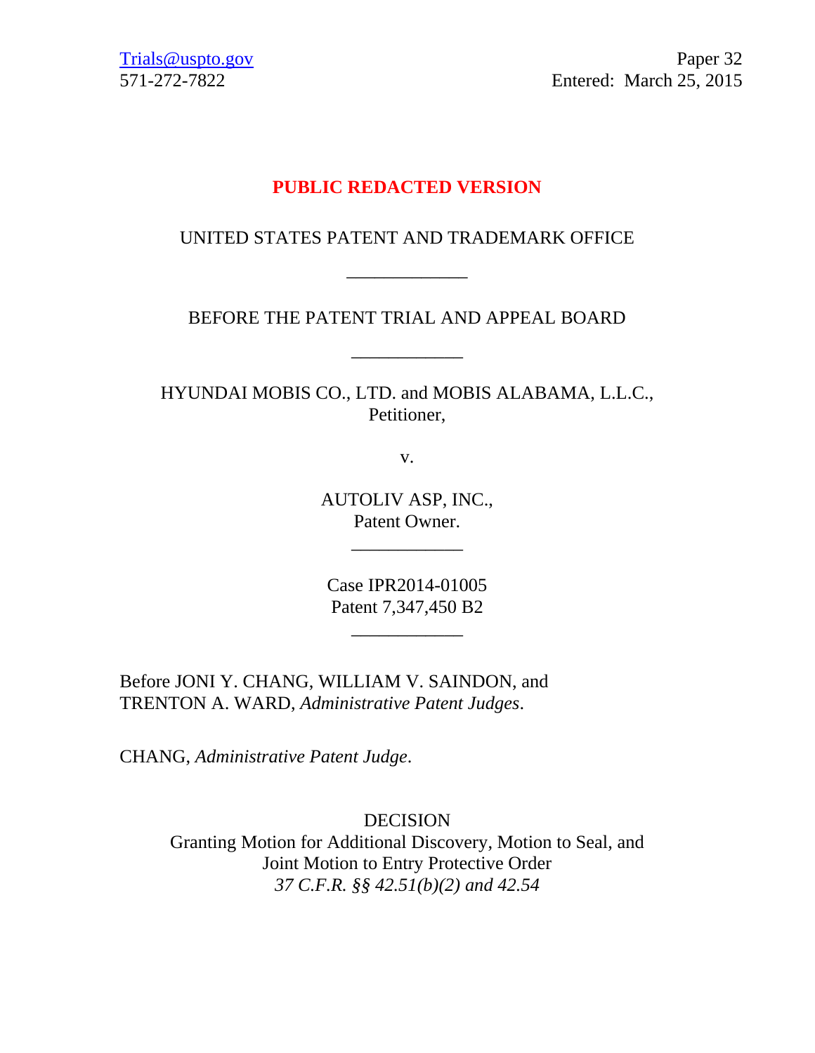Trials@uspto.gov
571-272-7822

Paper 32
Entered: March 25, 2015

**PUBLIC REDACTED VERSION**

UNITED STATES PATENT AND TRADEMARK OFFICE

____________

BEFORE THE PATENT TRIAL AND APPEAL BOARD

____________

HYUNDAI MOBIS CO., LTD. and MOBIS ALABAMA, L.L.C.,
Petitioner,

v.

AUTOLIV ASP, INC.,
Patent Owner.

____________

Case IPR2014-01005
Patent 7,347,450 B2

____________

Before JONI Y. CHANG, WILLIAM V. SAINDON, and TRENTON A. WARD, *Administrative Patent Judges*.

CHANG, *Administrative Patent Judge*.

DECISION
Granting Motion for Additional Discovery, Motion to Seal, and Joint Motion to Entry Protective Order
*37 C.F.R. §§ 42.51(b)(2) and 42.54*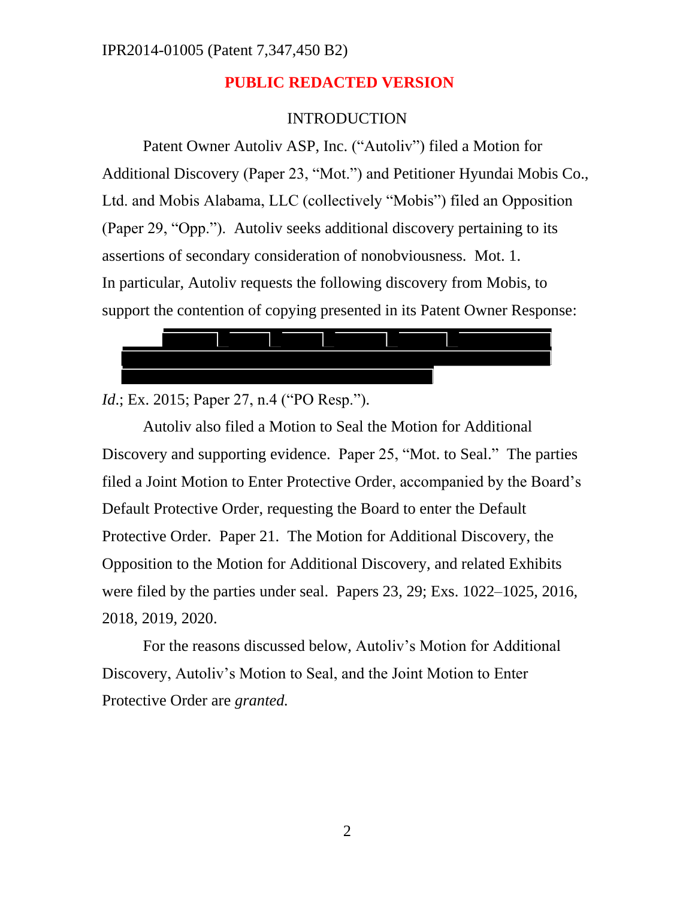IPR2014-01005 (Patent 7,347,450 B2)

**PUBLIC REDACTED VERSION**

INTRODUCTION

Patent Owner Autoliv ASP, Inc. ("Autoliv") filed a Motion for Additional Discovery (Paper 23, "Mot.") and Petitioner Hyundai Mobis Co., Ltd. and Mobis Alabama, LLC (collectively "Mobis") filed an Opposition (Paper 29, "Opp."). Autoliv seeks additional discovery pertaining to its assertions of secondary consideration of nonobviousness. Mot. 1. In particular, Autoliv requests the following discovery from Mobis, to support the contention of copying presented in its Patent Owner Response:

[REDACTED]

*Id*.; Ex. 2015; Paper 27, n.4 ("PO Resp.").

Autoliv also filed a Motion to Seal the Motion for Additional Discovery and supporting evidence. Paper 25, "Mot. to Seal." The parties filed a Joint Motion to Enter Protective Order, accompanied by the Board's Default Protective Order, requesting the Board to enter the Default Protective Order. Paper 21. The Motion for Additional Discovery, the Opposition to the Motion for Additional Discovery, and related Exhibits were filed by the parties under seal. Papers 23, 29; Exs. 1022–1025, 2016, 2018, 2019, 2020.

For the reasons discussed below, Autoliv's Motion for Additional Discovery, Autoliv's Motion to Seal, and the Joint Motion to Enter Protective Order are *granted.*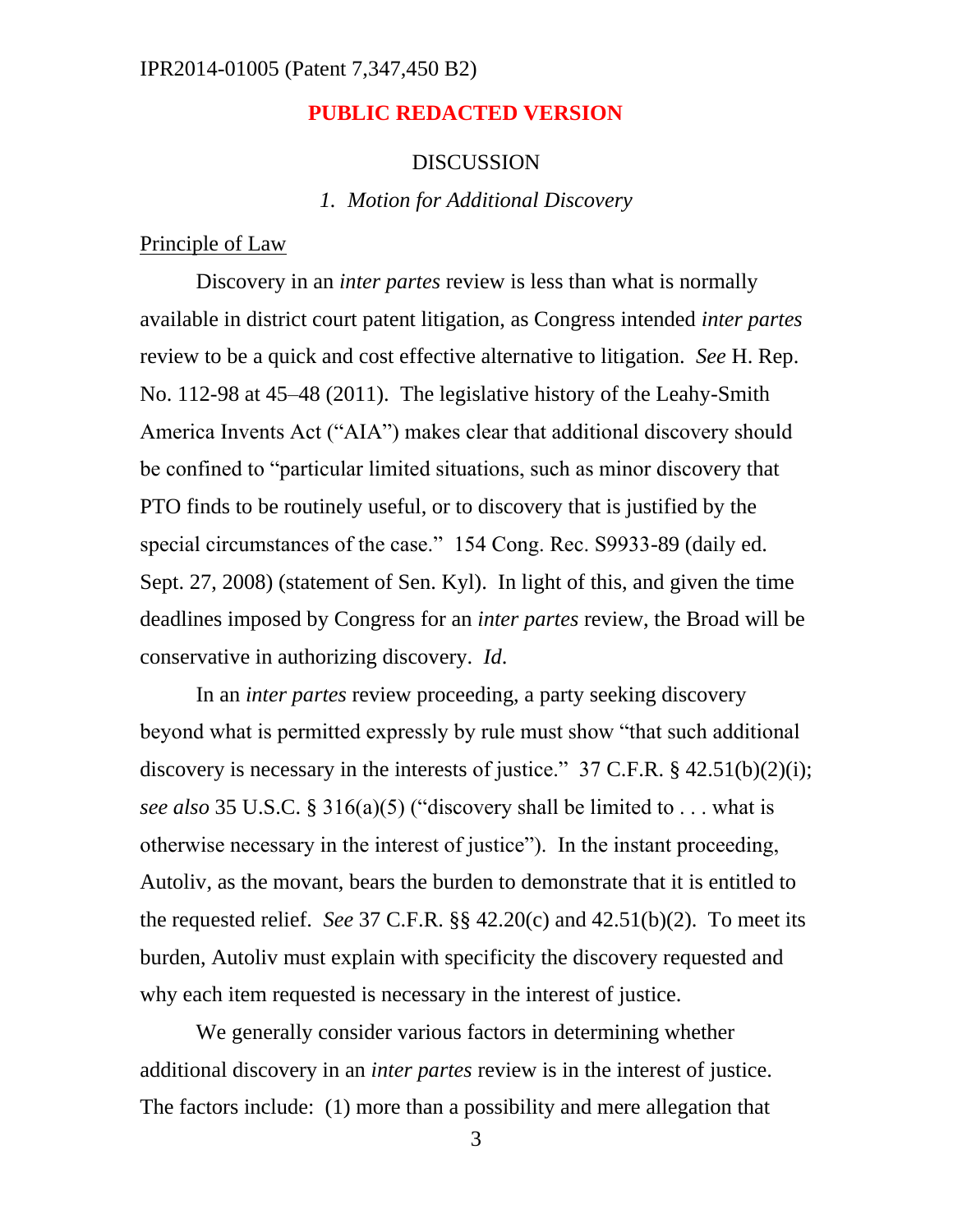**PUBLIC REDACTED VERSION**

DISCUSSION

*1. Motion for Additional Discovery*

Principle of Law

Discovery in an *inter partes* review is less than what is normally available in district court patent litigation, as Congress intended *inter partes* review to be a quick and cost effective alternative to litigation. *See* H. Rep. No. 112-98 at 45–48 (2011). The legislative history of the Leahy-Smith America Invents Act ("AIA") makes clear that additional discovery should be confined to "particular limited situations, such as minor discovery that PTO finds to be routinely useful, or to discovery that is justified by the special circumstances of the case." 154 Cong. Rec. S9933-89 (daily ed. Sept. 27, 2008) (statement of Sen. Kyl). In light of this, and given the time deadlines imposed by Congress for an *inter partes* review, the Broad will be conservative in authorizing discovery. *Id*.

In an *inter partes* review proceeding, a party seeking discovery beyond what is permitted expressly by rule must show "that such additional discovery is necessary in the interests of justice." 37 C.F.R. § 42.51(b)(2)(i); *see also* 35 U.S.C. § 316(a)(5) ("discovery shall be limited to . . . what is otherwise necessary in the interest of justice"). In the instant proceeding, Autoliv, as the movant, bears the burden to demonstrate that it is entitled to the requested relief. *See* 37 C.F.R. §§ 42.20(c) and 42.51(b)(2). To meet its burden, Autoliv must explain with specificity the discovery requested and why each item requested is necessary in the interest of justice.

We generally consider various factors in determining whether additional discovery in an *inter partes* review is in the interest of justice. The factors include: (1) more than a possibility and mere allegation that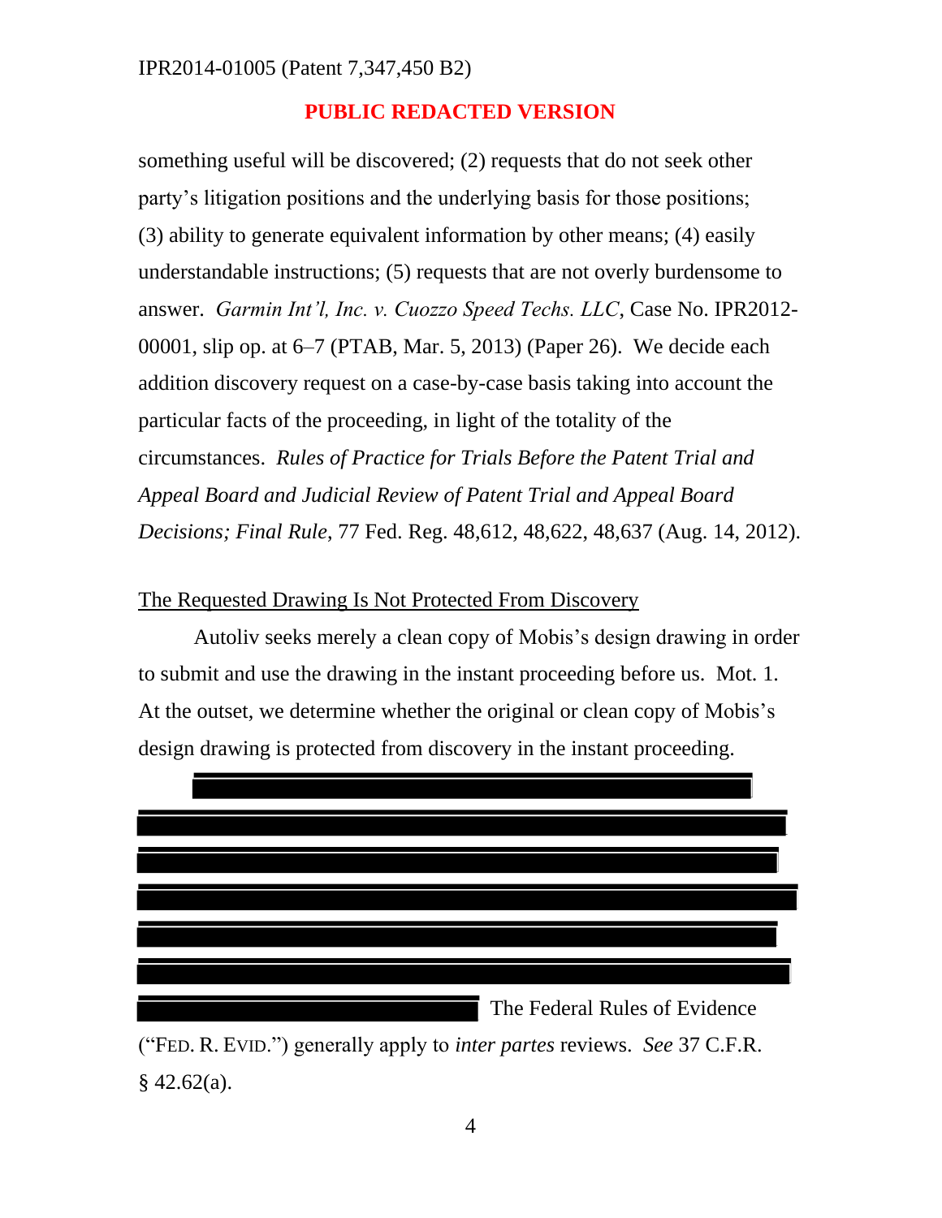**PUBLIC REDACTED VERSION**

something useful will be discovered; (2) requests that do not seek other party's litigation positions and the underlying basis for those positions; (3) ability to generate equivalent information by other means; (4) easily understandable instructions; (5) requests that are not overly burdensome to answer. *Garmin Int'l, Inc. v. Cuozzo Speed Techs. LLC*, Case No. IPR2012-00001, slip op. at 6–7 (PTAB, Mar. 5, 2013) (Paper 26). We decide each addition discovery request on a case-by-case basis taking into account the particular facts of the proceeding, in light of the totality of the circumstances. *Rules of Practice for Trials Before the Patent Trial and Appeal Board and Judicial Review of Patent Trial and Appeal Board Decisions; Final Rule*, 77 Fed. Reg. 48,612, 48,622, 48,637 (Aug. 14, 2012).

The Requested Drawing Is Not Protected From Discovery

Autoliv seeks merely a clean copy of Mobis's design drawing in order to submit and use the drawing in the instant proceeding before us. Mot. 1. At the outset, we determine whether the original or clean copy of Mobis's design drawing is protected from discovery in the instant proceeding.

[REDACTED] The Federal Rules of Evidence ("FED. R. EVID.") generally apply to *inter partes* reviews. *See* 37 C.F.R. § 42.62(a).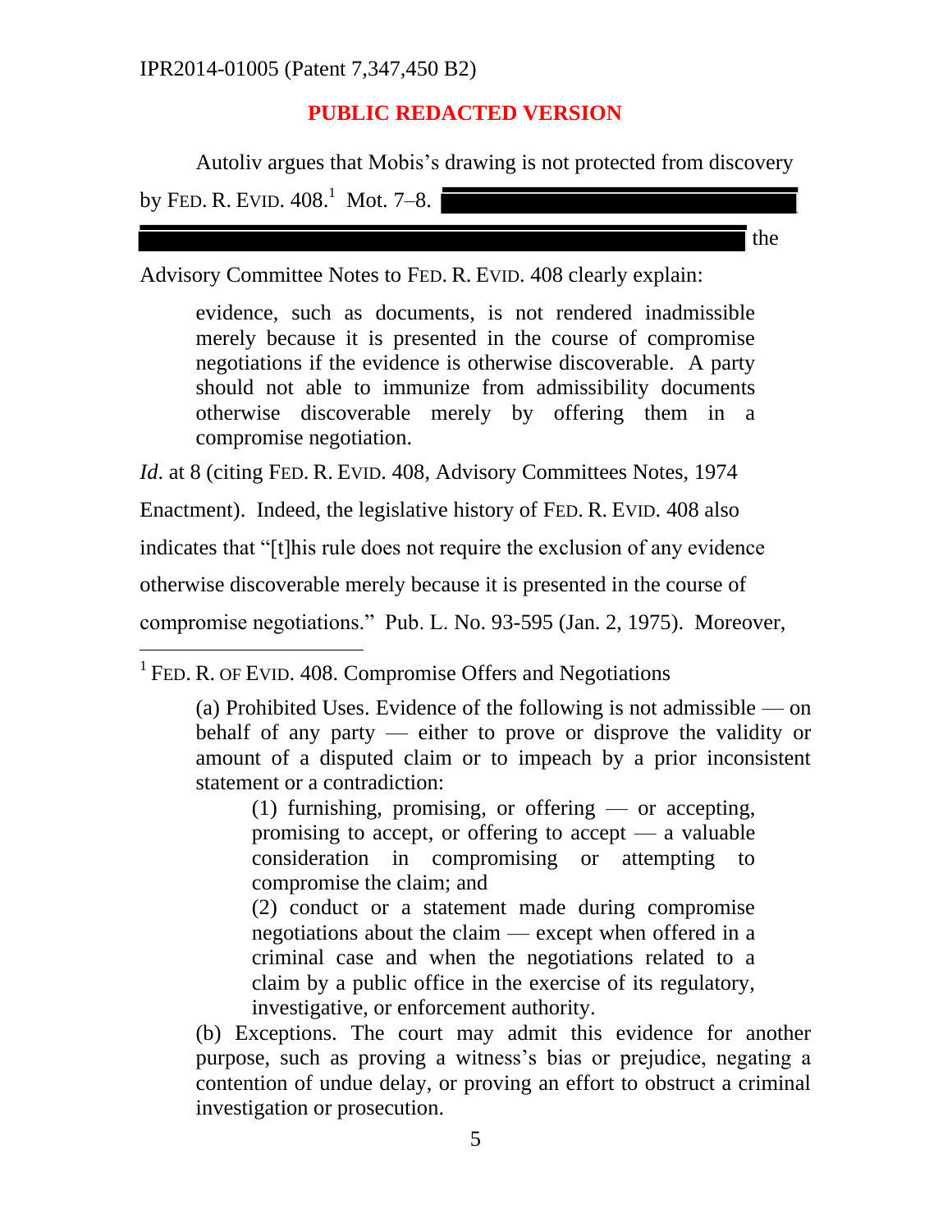**PUBLIC REDACTED VERSION**

Autoliv argues that Mobis's drawing is not protected from discovery by FED. R. EVID. 408.[1] Mot. 7–8. [REDACTED] the Advisory Committee Notes to FED. R. EVID. 408 clearly explain:

> evidence, such as documents, is not rendered inadmissible merely because it is presented in the course of compromise negotiations if the evidence is otherwise discoverable. A party should not able to immunize from admissibility documents otherwise discoverable merely by offering them in a compromise negotiation.

*Id.* at 8 (citing FED. R. EVID. 408, Advisory Committees Notes, 1974 Enactment). Indeed, the legislative history of FED. R. EVID. 408 also indicates that "[t]his rule does not require the exclusion of any evidence otherwise discoverable merely because it is presented in the course of compromise negotiations." Pub. L. No. 93-595 (Jan. 2, 1975). Moreover,

---

[1] FED. R. OF EVID. 408. Compromise Offers and Negotiations

> (a) Prohibited Uses. Evidence of the following is not admissible — on behalf of any party — either to prove or disprove the validity or amount of a disputed claim or to impeach by a prior inconsistent statement or a contradiction:
>
> > (1) furnishing, promising, or offering — or accepting, promising to accept, or offering to accept — a valuable consideration in compromising or attempting to compromise the claim; and
> >
> > (2) conduct or a statement made during compromise negotiations about the claim — except when offered in a criminal case and when the negotiations related to a claim by a public office in the exercise of its regulatory, investigative, or enforcement authority.
>
> (b) Exceptions. The court may admit this evidence for another purpose, such as proving a witness's bias or prejudice, negating a contention of undue delay, or proving an effort to obstruct a criminal investigation or prosecution.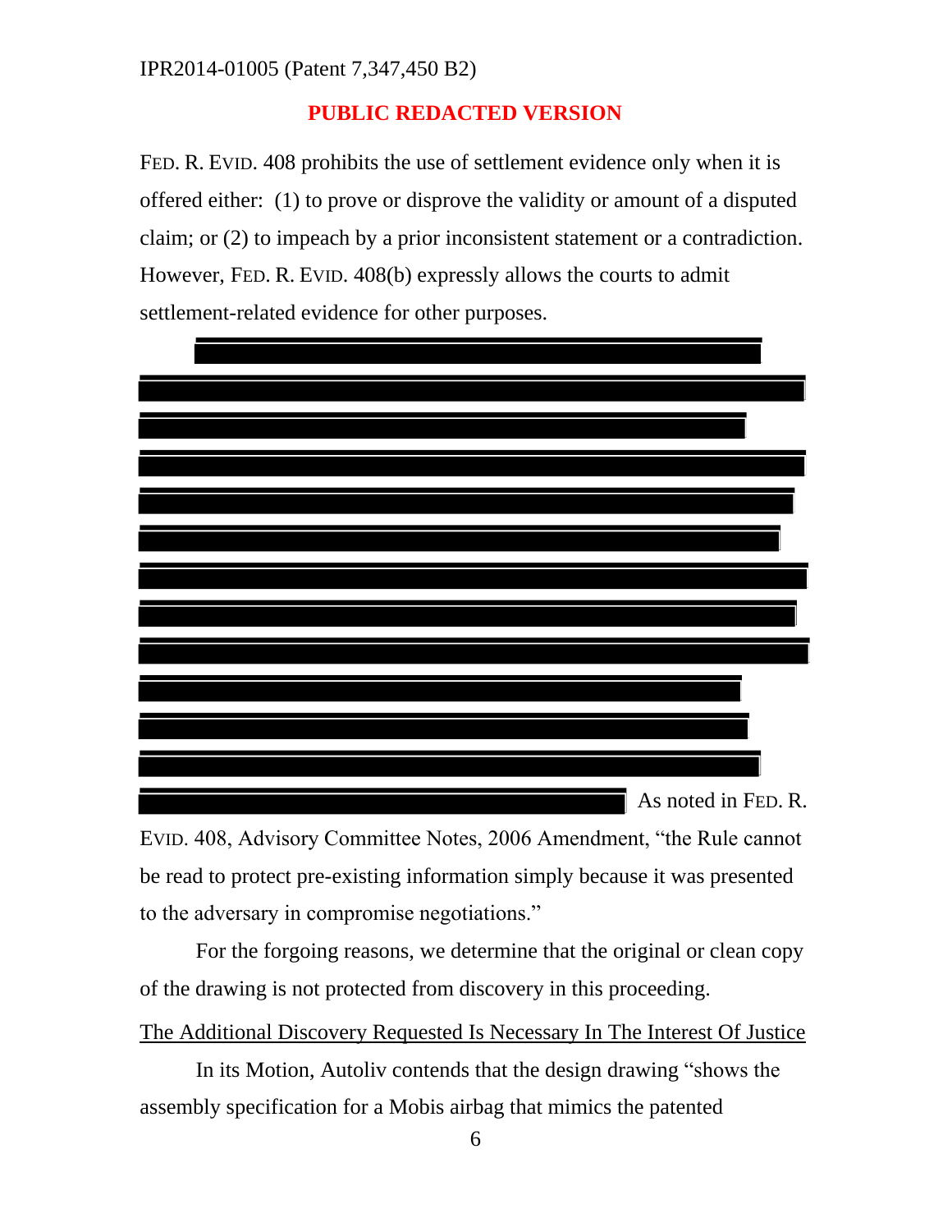PUBLIC REDACTED VERSION

FED. R. EVID. 408 prohibits the use of settlement evidence only when it is offered either: (1) to prove or disprove the validity or amount of a disputed claim; or (2) to impeach by a prior inconsistent statement or a contradiction. However, FED. R. EVID. 408(b) expressly allows the courts to admit settlement-related evidence for other purposes.

[REDACTED] As noted in FED. R. EVID. 408, Advisory Committee Notes, 2006 Amendment, "the Rule cannot be read to protect pre-existing information simply because it was presented to the adversary in compromise negotiations."

For the forgoing reasons, we determine that the original or clean copy of the drawing is not protected from discovery in this proceeding.

The Additional Discovery Requested Is Necessary In The Interest Of Justice

In its Motion, Autoliv contends that the design drawing "shows the assembly specification for a Mobis airbag that mimics the patented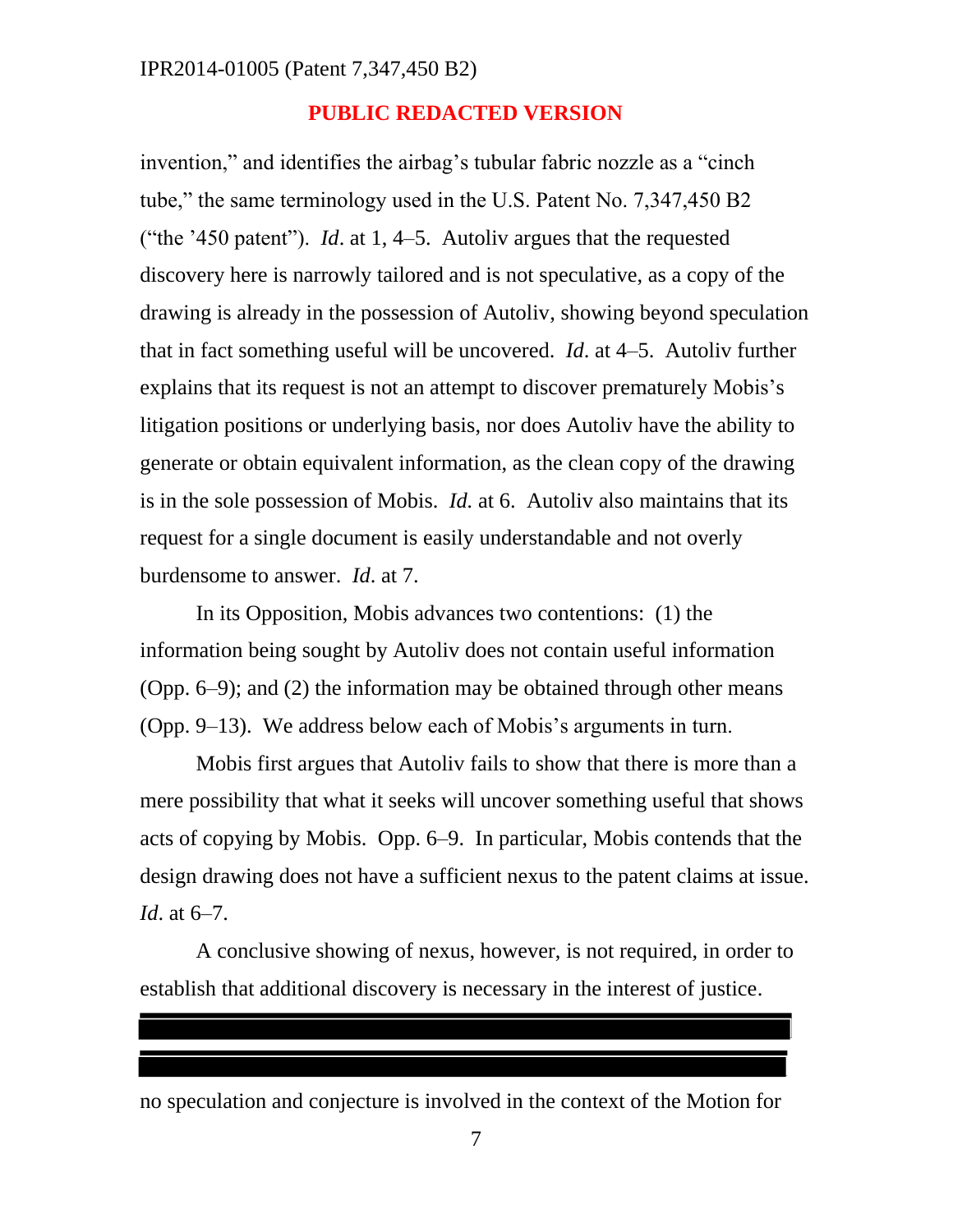invention," and identifies the airbag's tubular fabric nozzle as a "cinch tube," the same terminology used in the U.S. Patent No. 7,347,450 B2 ("the '450 patent"). *Id*. at 1, 4–5. Autoliv argues that the requested discovery here is narrowly tailored and is not speculative, as a copy of the drawing is already in the possession of Autoliv, showing beyond speculation that in fact something useful will be uncovered. *Id*. at 4–5. Autoliv further explains that its request is not an attempt to discover prematurely Mobis's litigation positions or underlying basis, nor does Autoliv have the ability to generate or obtain equivalent information, as the clean copy of the drawing is in the sole possession of Mobis. *Id.* at 6. Autoliv also maintains that its request for a single document is easily understandable and not overly burdensome to answer. *Id*. at 7.

In its Opposition, Mobis advances two contentions: (1) the information being sought by Autoliv does not contain useful information (Opp. 6–9); and (2) the information may be obtained through other means (Opp. 9–13). We address below each of Mobis's arguments in turn.

Mobis first argues that Autoliv fails to show that there is more than a mere possibility that what it seeks will uncover something useful that shows acts of copying by Mobis. Opp. 6–9. In particular, Mobis contends that the design drawing does not have a sufficient nexus to the patent claims at issue. *Id*. at 6–7.

A conclusive showing of nexus, however, is not required, in order to establish that additional discovery is necessary in the interest of justice.

[REDACTED]

no speculation and conjecture is involved in the context of the Motion for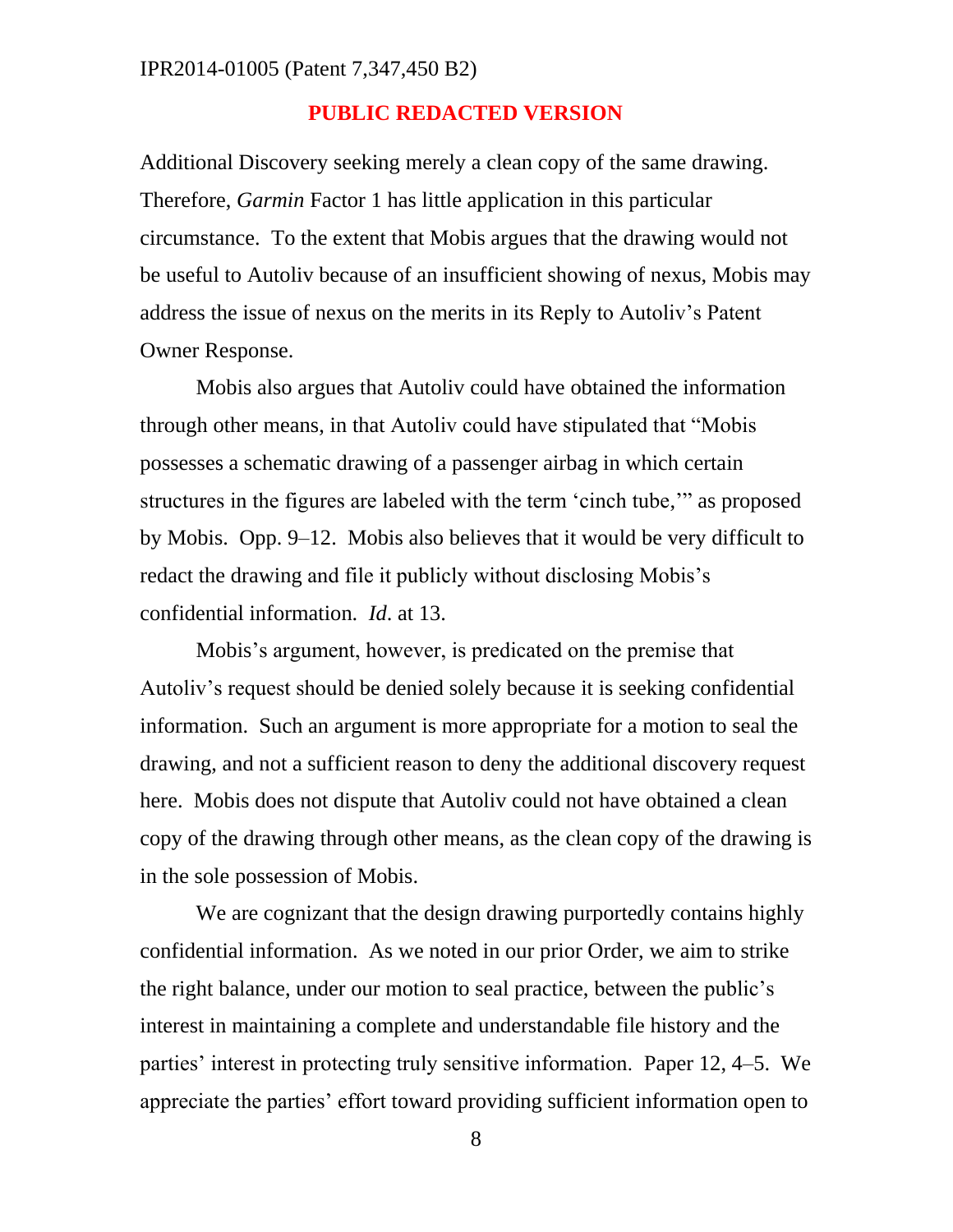**PUBLIC REDACTED VERSION**

Additional Discovery seeking merely a clean copy of the same drawing. Therefore, *Garmin* Factor 1 has little application in this particular circumstance. To the extent that Mobis argues that the drawing would not be useful to Autoliv because of an insufficient showing of nexus, Mobis may address the issue of nexus on the merits in its Reply to Autoliv's Patent Owner Response.

Mobis also argues that Autoliv could have obtained the information through other means, in that Autoliv could have stipulated that "Mobis possesses a schematic drawing of a passenger airbag in which certain structures in the figures are labeled with the term 'cinch tube,'" as proposed by Mobis. Opp. 9–12. Mobis also believes that it would be very difficult to redact the drawing and file it publicly without disclosing Mobis's confidential information. *Id.* at 13.

Mobis's argument, however, is predicated on the premise that Autoliv's request should be denied solely because it is seeking confidential information. Such an argument is more appropriate for a motion to seal the drawing, and not a sufficient reason to deny the additional discovery request here. Mobis does not dispute that Autoliv could not have obtained a clean copy of the drawing through other means, as the clean copy of the drawing is in the sole possession of Mobis.

We are cognizant that the design drawing purportedly contains highly confidential information. As we noted in our prior Order, we aim to strike the right balance, under our motion to seal practice, between the public's interest in maintaining a complete and understandable file history and the parties' interest in protecting truly sensitive information. Paper 12, 4–5. We appreciate the parties' effort toward providing sufficient information open to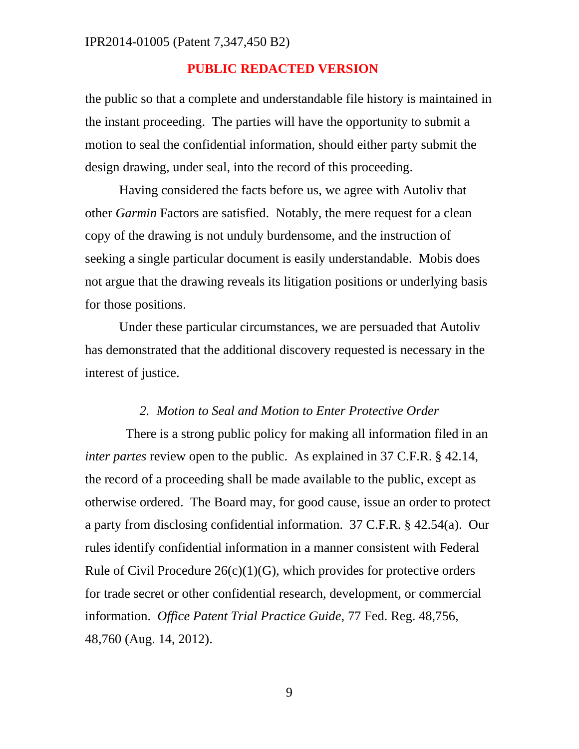**PUBLIC REDACTED VERSION**

the public so that a complete and understandable file history is maintained in the instant proceeding. The parties will have the opportunity to submit a motion to seal the confidential information, should either party submit the design drawing, under seal, into the record of this proceeding.

Having considered the facts before us, we agree with Autoliv that other *Garmin* Factors are satisfied. Notably, the mere request for a clean copy of the drawing is not unduly burdensome, and the instruction of seeking a single particular document is easily understandable. Mobis does not argue that the drawing reveals its litigation positions or underlying basis for those positions.

Under these particular circumstances, we are persuaded that Autoliv has demonstrated that the additional discovery requested is necessary in the interest of justice.

*2. Motion to Seal and Motion to Enter Protective Order*

There is a strong public policy for making all information filed in an *inter partes* review open to the public. As explained in 37 C.F.R. § 42.14, the record of a proceeding shall be made available to the public, except as otherwise ordered. The Board may, for good cause, issue an order to protect a party from disclosing confidential information. 37 C.F.R. § 42.54(a). Our rules identify confidential information in a manner consistent with Federal Rule of Civil Procedure 26(c)(1)(G), which provides for protective orders for trade secret or other confidential research, development, or commercial information. *Office Patent Trial Practice Guide*, 77 Fed. Reg. 48,756, 48,760 (Aug. 14, 2012).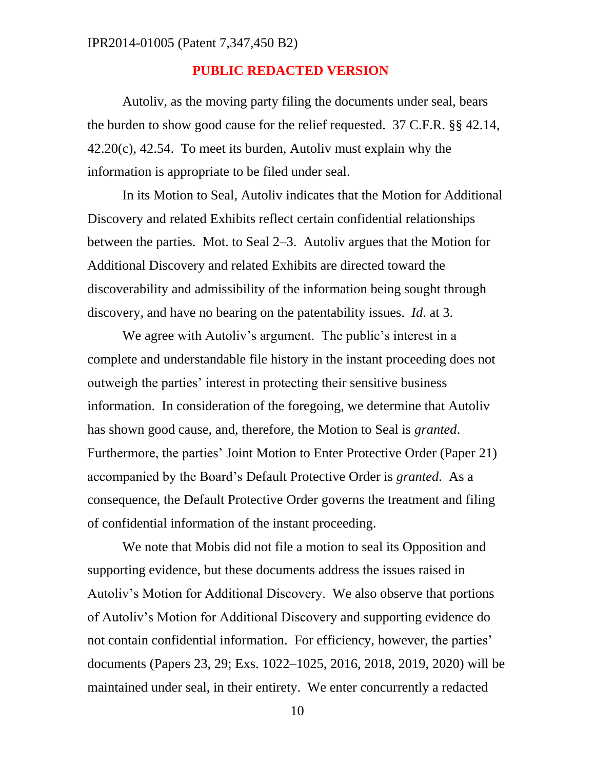**PUBLIC REDACTED VERSION**

Autoliv, as the moving party filing the documents under seal, bears the burden to show good cause for the relief requested. 37 C.F.R. §§ 42.14, 42.20(c), 42.54. To meet its burden, Autoliv must explain why the information is appropriate to be filed under seal.

In its Motion to Seal, Autoliv indicates that the Motion for Additional Discovery and related Exhibits reflect certain confidential relationships between the parties. Mot. to Seal 2–3. Autoliv argues that the Motion for Additional Discovery and related Exhibits are directed toward the discoverability and admissibility of the information being sought through discovery, and have no bearing on the patentability issues. *Id*. at 3.

We agree with Autoliv's argument. The public's interest in a complete and understandable file history in the instant proceeding does not outweigh the parties' interest in protecting their sensitive business information. In consideration of the foregoing, we determine that Autoliv has shown good cause, and, therefore, the Motion to Seal is *granted*. Furthermore, the parties' Joint Motion to Enter Protective Order (Paper 21) accompanied by the Board's Default Protective Order is *granted*. As a consequence, the Default Protective Order governs the treatment and filing of confidential information of the instant proceeding.

We note that Mobis did not file a motion to seal its Opposition and supporting evidence, but these documents address the issues raised in Autoliv's Motion for Additional Discovery. We also observe that portions of Autoliv's Motion for Additional Discovery and supporting evidence do not contain confidential information. For efficiency, however, the parties' documents (Papers 23, 29; Exs. 1022–1025, 2016, 2018, 2019, 2020) will be maintained under seal, in their entirety. We enter concurrently a redacted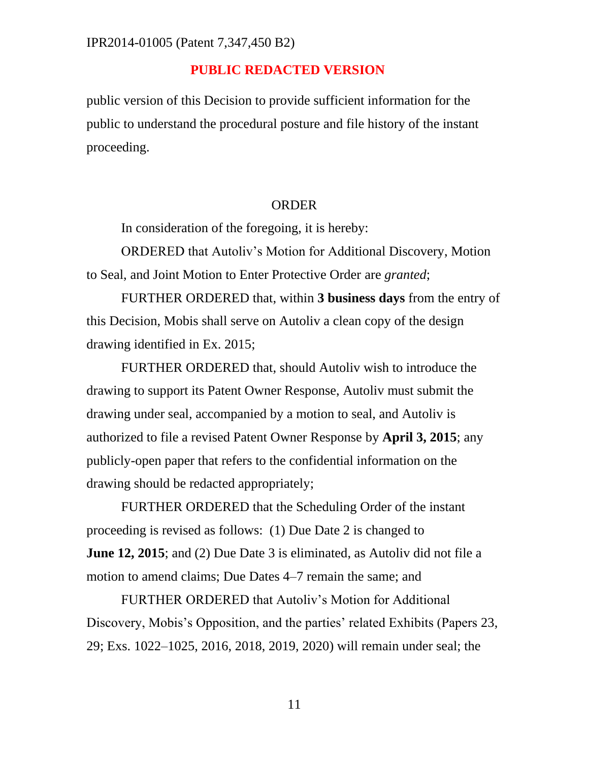**PUBLIC REDACTED VERSION**

public version of this Decision to provide sufficient information for the public to understand the procedural posture and file history of the instant proceeding.

## ORDER

In consideration of the foregoing, it is hereby:

ORDERED that Autoliv's Motion for Additional Discovery, Motion to Seal, and Joint Motion to Enter Protective Order are *granted*;

FURTHER ORDERED that, within **3 business days** from the entry of this Decision, Mobis shall serve on Autoliv a clean copy of the design drawing identified in Ex. 2015;

FURTHER ORDERED that, should Autoliv wish to introduce the drawing to support its Patent Owner Response, Autoliv must submit the drawing under seal, accompanied by a motion to seal, and Autoliv is authorized to file a revised Patent Owner Response by **April 3, 2015**; any publicly-open paper that refers to the confidential information on the drawing should be redacted appropriately;

FURTHER ORDERED that the Scheduling Order of the instant proceeding is revised as follows: (1) Due Date 2 is changed to **June 12, 2015**; and (2) Due Date 3 is eliminated, as Autoliv did not file a motion to amend claims; Due Dates 4–7 remain the same; and

FURTHER ORDERED that Autoliv's Motion for Additional Discovery, Mobis's Opposition, and the parties' related Exhibits (Papers 23, 29; Exs. 1022–1025, 2016, 2018, 2019, 2020) will remain under seal; the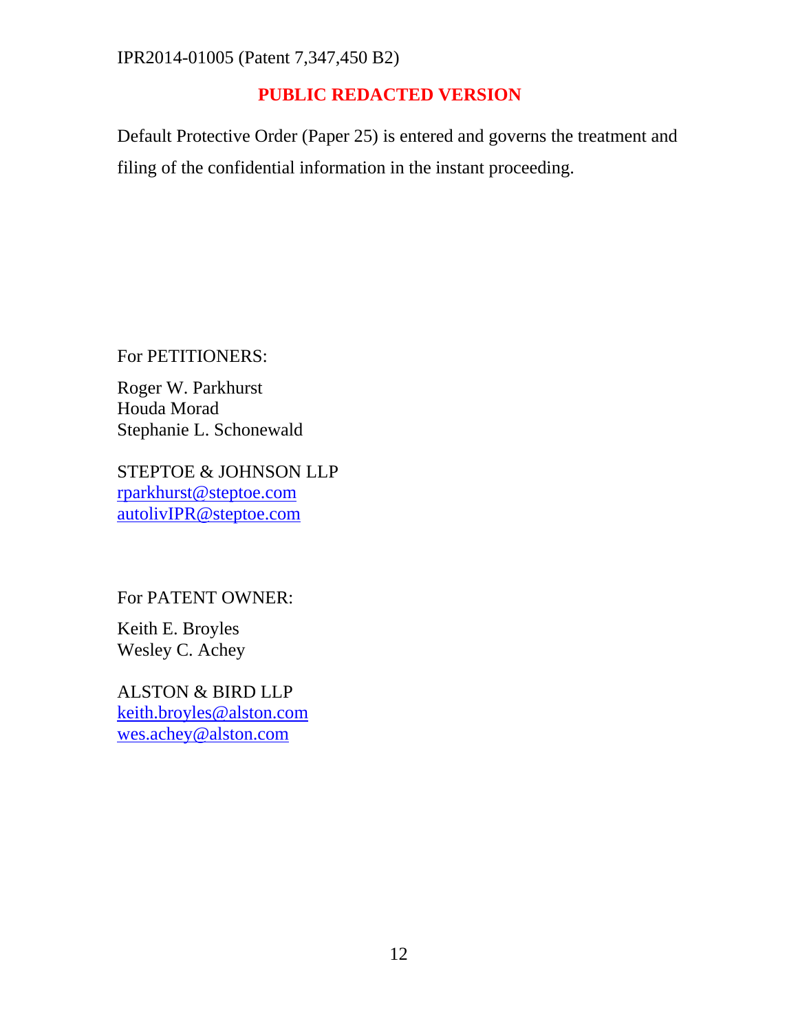**PUBLIC REDACTED VERSION**

Default Protective Order (Paper 25) is entered and governs the treatment and filing of the confidential information in the instant proceeding.

For PETITIONERS:

Roger W. Parkhurst
Houda Morad
Stephanie L. Schonewald

STEPTOE & JOHNSON LLP
rparkhurst@steptoe.com
autolivIPR@steptoe.com

For PATENT OWNER:

Keith E. Broyles
Wesley C. Achey

ALSTON & BIRD LLP
keith.broyles@alston.com
wes.achey@alston.com